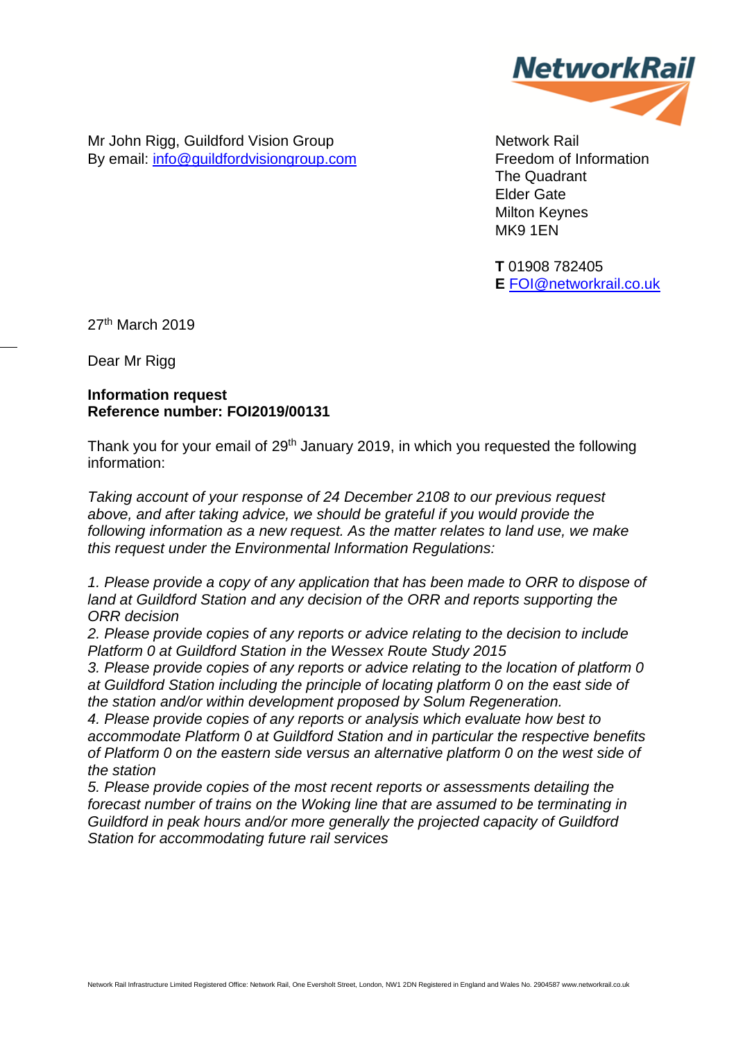NetworkRail

Mr John Rigg, Guildford Vision Group
By email: info@guildfordvisiongroup.com

Network Rail
Freedom of Information
The Quadrant
Elder Gate
Milton Keynes
MK9 1EN

**T** 01908 782405
**E** FOI@networkrail.co.uk

27th March 2019

Dear Mr Rigg

**Information request**
**Reference number: FOI2019/00131**

Thank you for your email of 29th January 2019, in which you requested the following information:

*Taking account of your response of 24 December 2108 to our previous request above, and after taking advice, we should be grateful if you would provide the following information as a new request. As the matter relates to land use, we make this request under the Environmental Information Regulations:*

*1. Please provide a copy of any application that has been made to ORR to dispose of land at Guildford Station and any decision of the ORR and reports supporting the ORR decision*
*2. Please provide copies of any reports or advice relating to the decision to include Platform 0 at Guildford Station in the Wessex Route Study 2015*
*3. Please provide copies of any reports or advice relating to the location of platform 0 at Guildford Station including the principle of locating platform 0 on the east side of the station and/or within development proposed by Solum Regeneration.*
*4. Please provide copies of any reports or analysis which evaluate how best to accommodate Platform 0 at Guildford Station and in particular the respective benefits of Platform 0 on the eastern side versus an alternative platform 0 on the west side of the station*
*5. Please provide copies of the most recent reports or assessments detailing the forecast number of trains on the Woking line that are assumed to be terminating in Guildford in peak hours and/or more generally the projected capacity of Guildford Station for accommodating future rail services*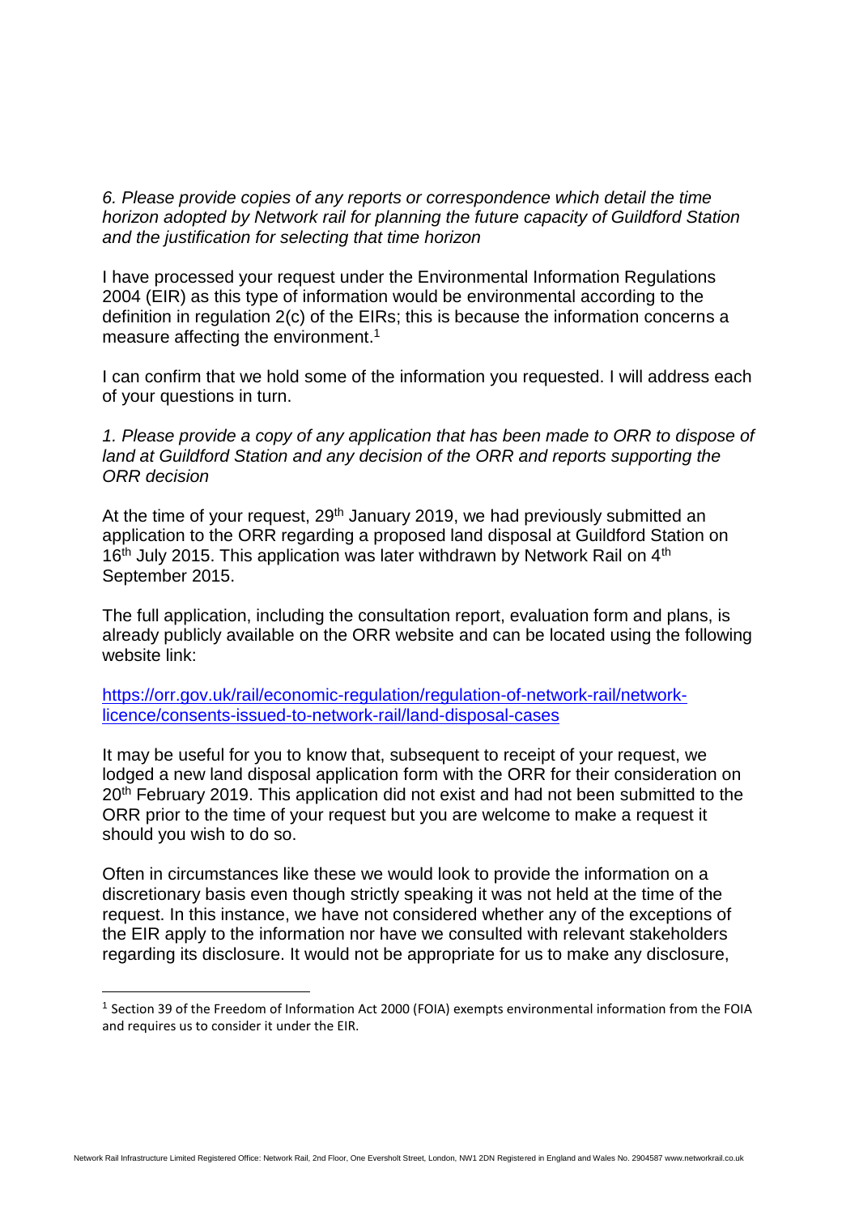*6. Please provide copies of any reports or correspondence which detail the time horizon adopted by Network rail for planning the future capacity of Guildford Station and the justification for selecting that time horizon*

I have processed your request under the Environmental Information Regulations 2004 (EIR) as this type of information would be environmental according to the definition in regulation 2(c) of the EIRs; this is because the information concerns a measure affecting the environment.[1]

I can confirm that we hold some of the information you requested. I will address each of your questions in turn.

*1. Please provide a copy of any application that has been made to ORR to dispose of land at Guildford Station and any decision of the ORR and reports supporting the ORR decision*

At the time of your request, 29th January 2019, we had previously submitted an application to the ORR regarding a proposed land disposal at Guildford Station on 16th July 2015. This application was later withdrawn by Network Rail on 4th September 2015.

The full application, including the consultation report, evaluation form and plans, is already publicly available on the ORR website and can be located using the following website link:

[https://orr.gov.uk/rail/economic-regulation/regulation-of-network-rail/network-licence/consents-issued-to-network-rail/land-disposal-cases](https://orr.gov.uk/rail/economic-regulation/regulation-of-network-rail/network-licence/consents-issued-to-network-rail/land-disposal-cases)

It may be useful for you to know that, subsequent to receipt of your request, we lodged a new land disposal application form with the ORR for their consideration on 20th February 2019. This application did not exist and had not been submitted to the ORR prior to the time of your request but you are welcome to make a request it should you wish to do so.

Often in circumstances like these we would look to provide the information on a discretionary basis even though strictly speaking it was not held at the time of the request. In this instance, we have not considered whether any of the exceptions of the EIR apply to the information nor have we consulted with relevant stakeholders regarding its disclosure. It would not be appropriate for us to make any disclosure,

[1] Section 39 of the Freedom of Information Act 2000 (FOIA) exempts environmental information from the FOIA and requires us to consider it under the EIR.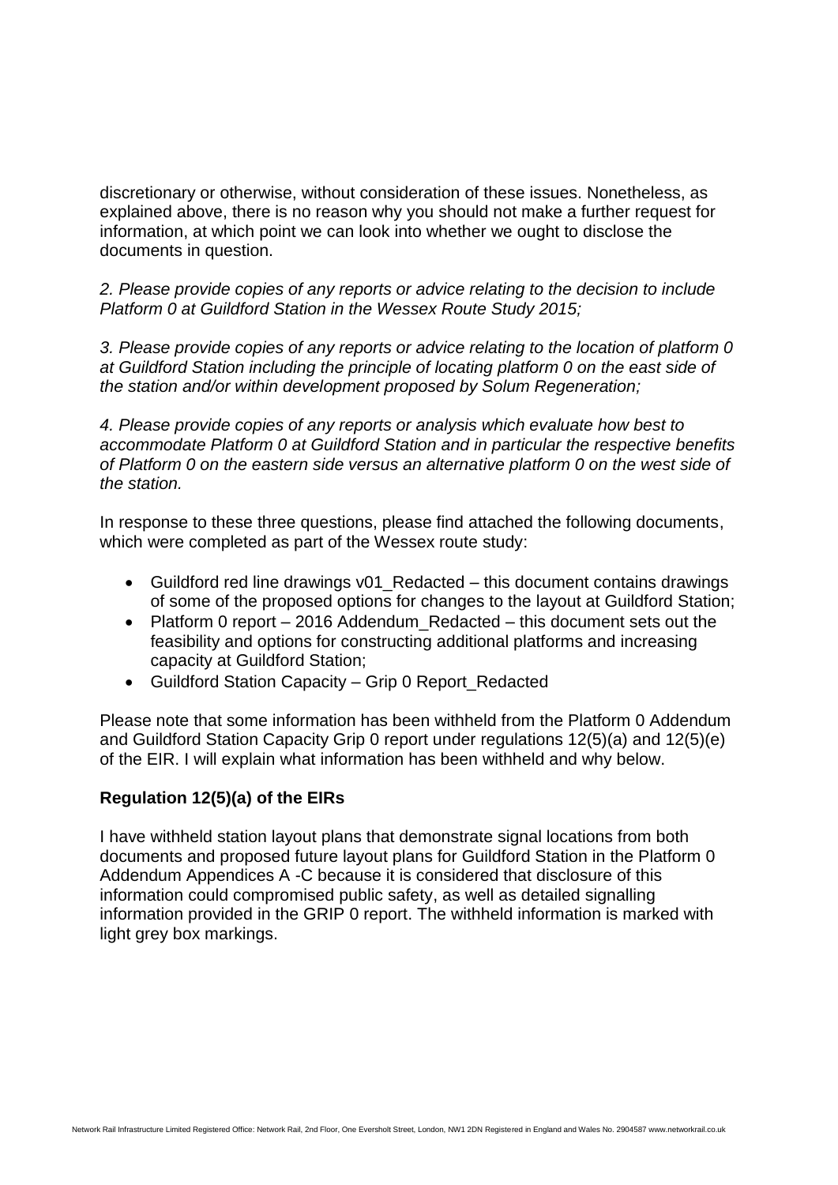discretionary or otherwise, without consideration of these issues. Nonetheless, as explained above, there is no reason why you should not make a further request for information, at which point we can look into whether we ought to disclose the documents in question.

*2. Please provide copies of any reports or advice relating to the decision to include Platform 0 at Guildford Station in the Wessex Route Study 2015;*

*3. Please provide copies of any reports or advice relating to the location of platform 0 at Guildford Station including the principle of locating platform 0 on the east side of the station and/or within development proposed by Solum Regeneration;*

*4. Please provide copies of any reports or analysis which evaluate how best to accommodate Platform 0 at Guildford Station and in particular the respective benefits of Platform 0 on the eastern side versus an alternative platform 0 on the west side of the station.*

In response to these three questions, please find attached the following documents, which were completed as part of the Wessex route study:

- Guildford red line drawings v01_Redacted – this document contains drawings of some of the proposed options for changes to the layout at Guildford Station;
- Platform 0 report – 2016 Addendum_Redacted – this document sets out the feasibility and options for constructing additional platforms and increasing capacity at Guildford Station;
- Guildford Station Capacity – Grip 0 Report_Redacted

Please note that some information has been withheld from the Platform 0 Addendum and Guildford Station Capacity Grip 0 report under regulations 12(5)(a) and 12(5)(e) of the EIR. I will explain what information has been withheld and why below.

**Regulation 12(5)(a) of the EIRs**

I have withheld station layout plans that demonstrate signal locations from both documents and proposed future layout plans for Guildford Station in the Platform 0 Addendum Appendices A -C because it is considered that disclosure of this information could compromised public safety, as well as detailed signalling information provided in the GRIP 0 report. The withheld information is marked with light grey box markings.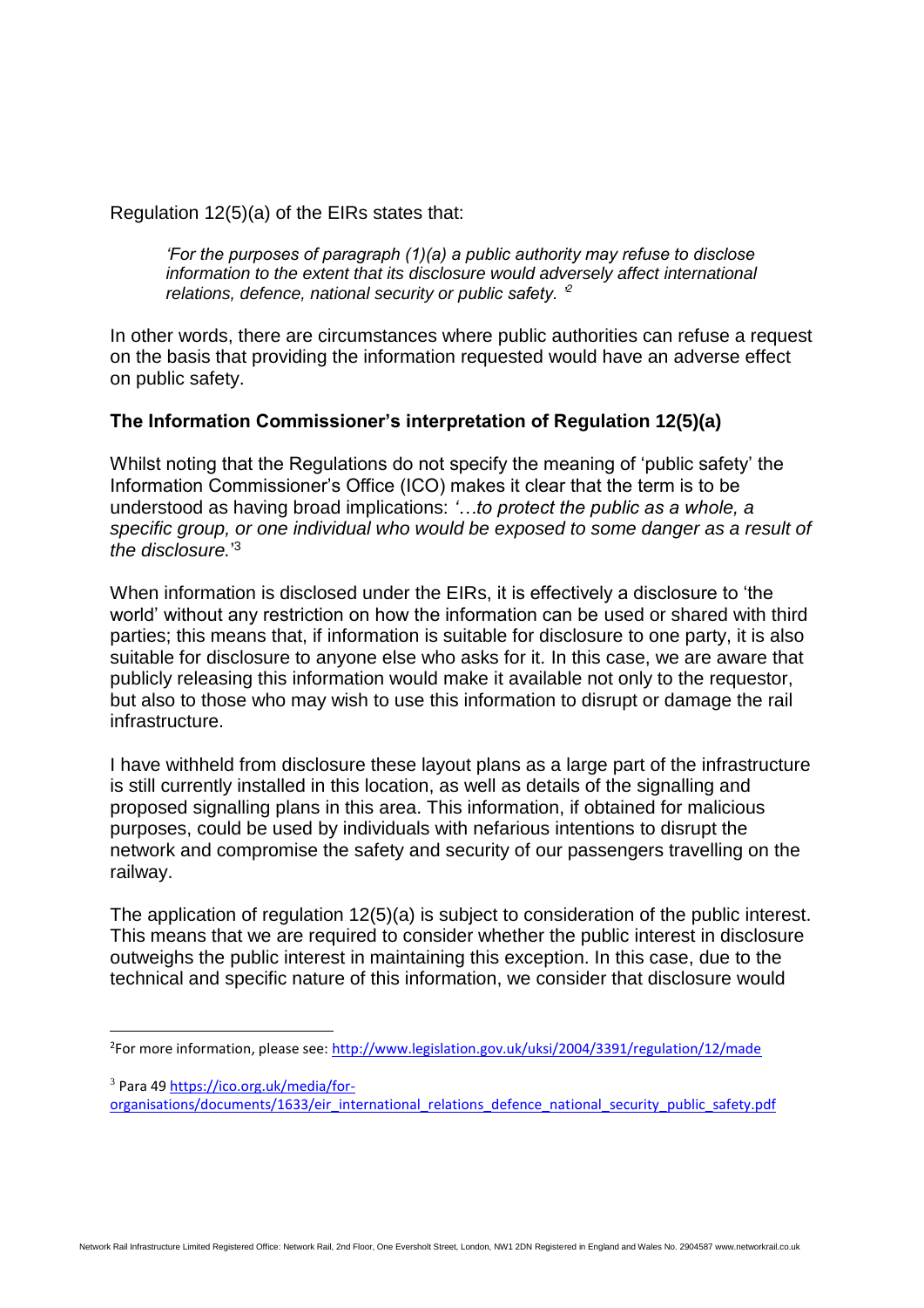Regulation 12(5)(a) of the EIRs states that:

> *'For the purposes of paragraph (1)(a) a public authority may refuse to disclose information to the extent that its disclosure would adversely affect international relations, defence, national security or public safety. '*[2]

In other words, there are circumstances where public authorities can refuse a request on the basis that providing the information requested would have an adverse effect on public safety.

### The Information Commissioner's interpretation of Regulation 12(5)(a)

Whilst noting that the Regulations do not specify the meaning of 'public safety' the Information Commissioner's Office (ICO) makes it clear that the term is to be understood as having broad implications: *'…to protect the public as a whole, a specific group, or one individual who would be exposed to some danger as a result of the disclosure.'*[3]

When information is disclosed under the EIRs, it is effectively a disclosure to 'the world' without any restriction on how the information can be used or shared with third parties; this means that, if information is suitable for disclosure to one party, it is also suitable for disclosure to anyone else who asks for it. In this case, we are aware that publicly releasing this information would make it available not only to the requestor, but also to those who may wish to use this information to disrupt or damage the rail infrastructure.

I have withheld from disclosure these layout plans as a large part of the infrastructure is still currently installed in this location, as well as details of the signalling and proposed signalling plans in this area. This information, if obtained for malicious purposes, could be used by individuals with nefarious intentions to disrupt the network and compromise the safety and security of our passengers travelling on the railway.

The application of regulation 12(5)(a) is subject to consideration of the public interest. This means that we are required to consider whether the public interest in disclosure outweighs the public interest in maintaining this exception. In this case, due to the technical and specific nature of this information, we consider that disclosure would

---

[2] For more information, please see: http://www.legislation.gov.uk/uksi/2004/3391/regulation/12/made

[3] Para 49 https://ico.org.uk/media/for-organisations/documents/1633/eir_international_relations_defence_national_security_public_safety.pdf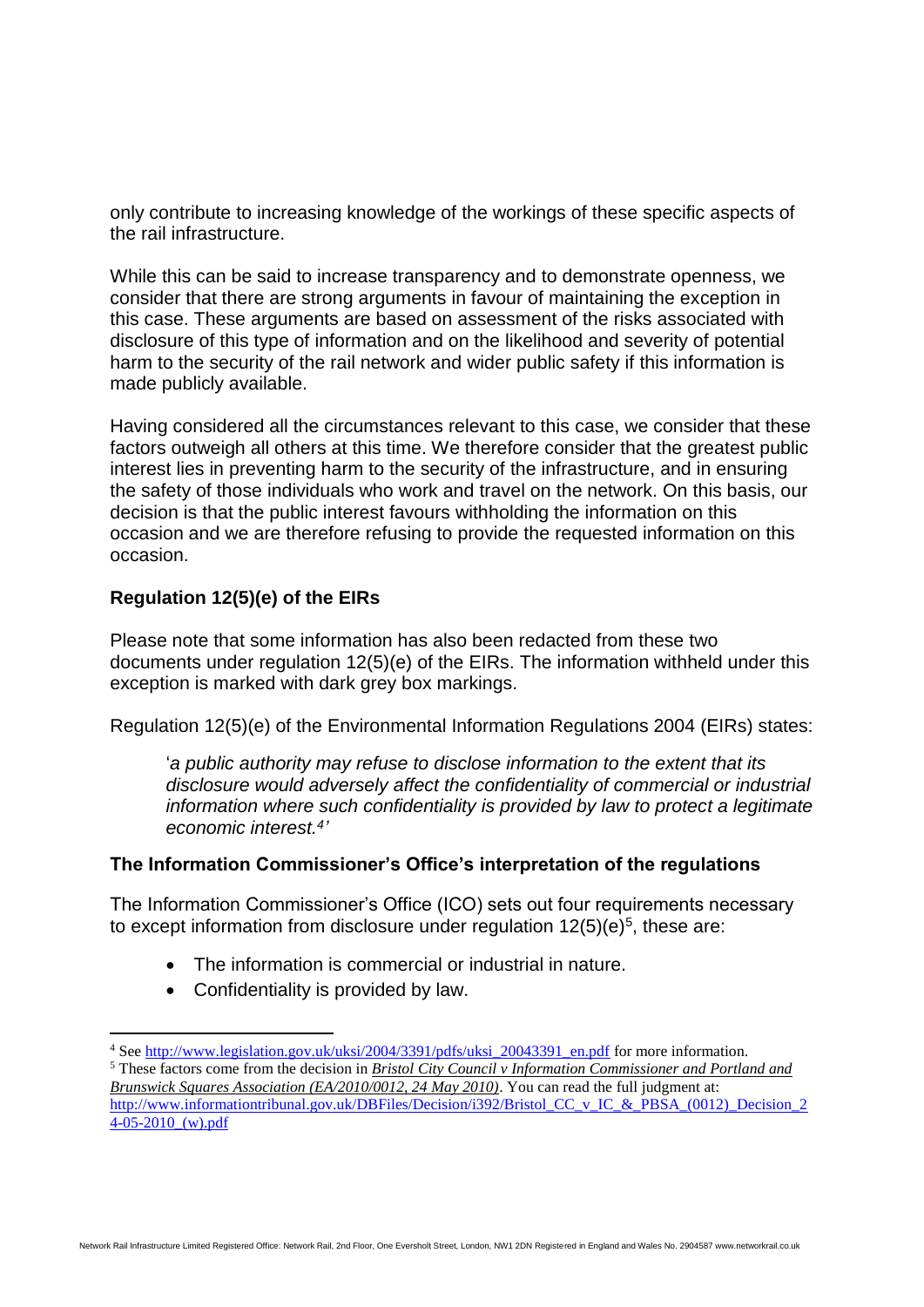only contribute to increasing knowledge of the workings of these specific aspects of the rail infrastructure.

While this can be said to increase transparency and to demonstrate openness, we consider that there are strong arguments in favour of maintaining the exception in this case. These arguments are based on assessment of the risks associated with disclosure of this type of information and on the likelihood and severity of potential harm to the security of the rail network and wider public safety if this information is made publicly available.

Having considered all the circumstances relevant to this case, we consider that these factors outweigh all others at this time. We therefore consider that the greatest public interest lies in preventing harm to the security of the infrastructure, and in ensuring the safety of those individuals who work and travel on the network. On this basis, our decision is that the public interest favours withholding the information on this occasion and we are therefore refusing to provide the requested information on this occasion.

### Regulation 12(5)(e) of the EIRs

Please note that some information has also been redacted from these two documents under regulation 12(5)(e) of the EIRs. The information withheld under this exception is marked with dark grey box markings.

Regulation 12(5)(e) of the Environmental Information Regulations 2004 (EIRs) states:

> '*a public authority may refuse to disclose information to the extent that its disclosure would adversely affect the confidentiality of commercial or industrial information where such confidentiality is provided by law to protect a legitimate economic interest.*[4]'

### The Information Commissioner's Office's interpretation of the regulations

The Information Commissioner's Office (ICO) sets out four requirements necessary to except information from disclosure under regulation 12(5)(e)[5], these are:

- The information is commercial or industrial in nature.
- Confidentiality is provided by law.

---

[4] See http://www.legislation.gov.uk/uksi/2004/3391/pdfs/uksi_20043391_en.pdf for more information.

[5] These factors come from the decision in *Bristol City Council v Information Commissioner and Portland and Brunswick Squares Association (EA/2010/0012, 24 May 2010)*. You can read the full judgment at: http://www.informationtribunal.gov.uk/DBFiles/Decision/i392/Bristol_CC_v_IC_&_PBSA_(0012)_Decision_24-05-2010_(w).pdf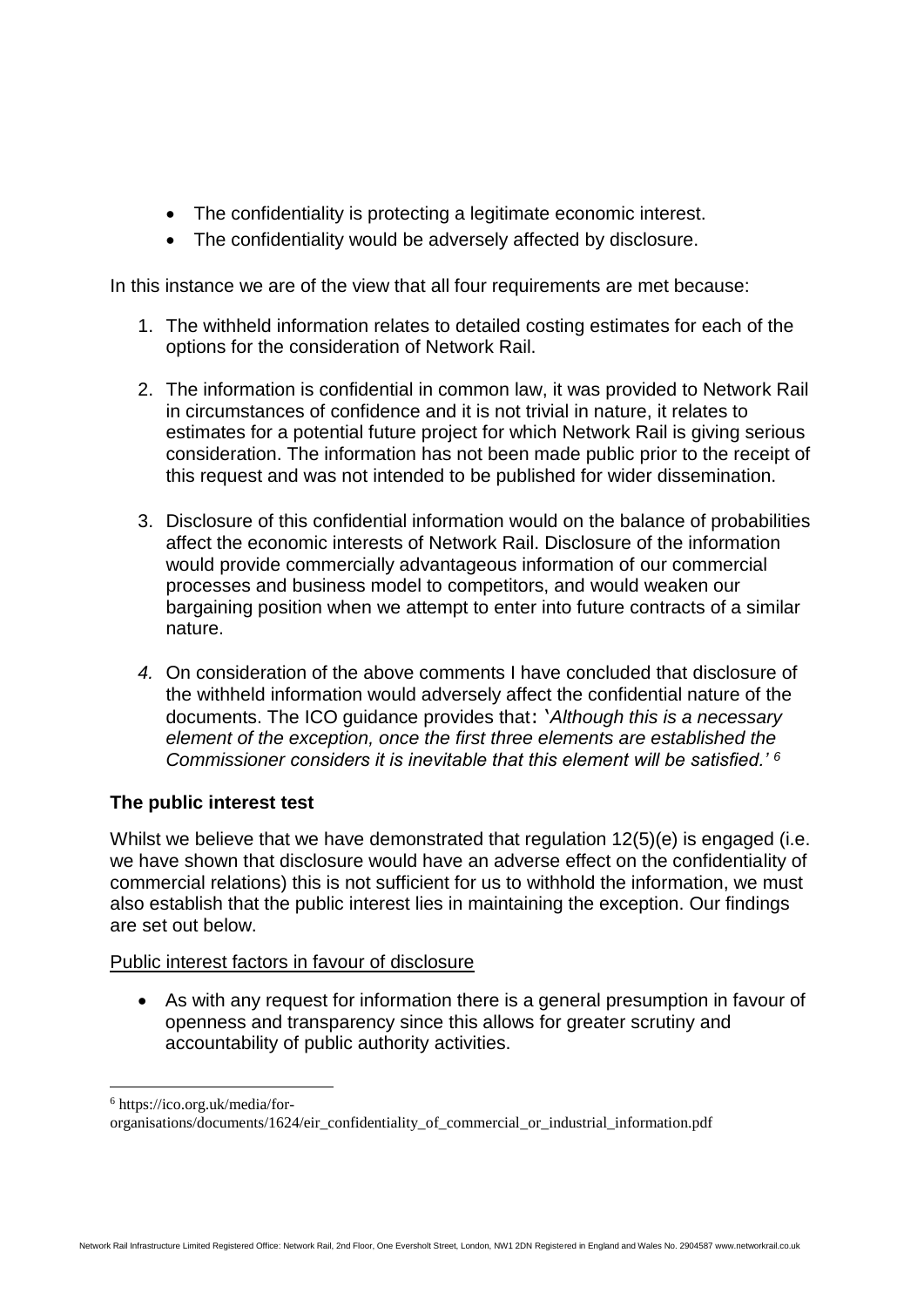- The confidentiality is protecting a legitimate economic interest.
- The confidentiality would be adversely affected by disclosure.

In this instance we are of the view that all four requirements are met because:

1. The withheld information relates to detailed costing estimates for each of the options for the consideration of Network Rail.

2. The information is confidential in common law, it was provided to Network Rail in circumstances of confidence and it is not trivial in nature, it relates to estimates for a potential future project for which Network Rail is giving serious consideration. The information has not been made public prior to the receipt of this request and was not intended to be published for wider dissemination.

3. Disclosure of this confidential information would on the balance of probabilities affect the economic interests of Network Rail. Disclosure of the information would provide commercially advantageous information of our commercial processes and business model to competitors, and would weaken our bargaining position when we attempt to enter into future contracts of a similar nature.

4. On consideration of the above comments I have concluded that disclosure of the withheld information would adversely affect the confidential nature of the documents. The ICO guidance provides that: '*Although this is a necessary element of the exception, once the first three elements are established the Commissioner considers it is inevitable that this element will be satisfied.*' [6]

**The public interest test**

Whilst we believe that we have demonstrated that regulation 12(5)(e) is engaged (i.e. we have shown that disclosure would have an adverse effect on the confidentiality of commercial relations) this is not sufficient for us to withhold the information, we must also establish that the public interest lies in maintaining the exception. Our findings are set out below.

Public interest factors in favour of disclosure

- As with any request for information there is a general presumption in favour of openness and transparency since this allows for greater scrutiny and accountability of public authority activities.

---

[6] https://ico.org.uk/media/for-organisations/documents/1624/eir_confidentiality_of_commercial_or_industrial_information.pdf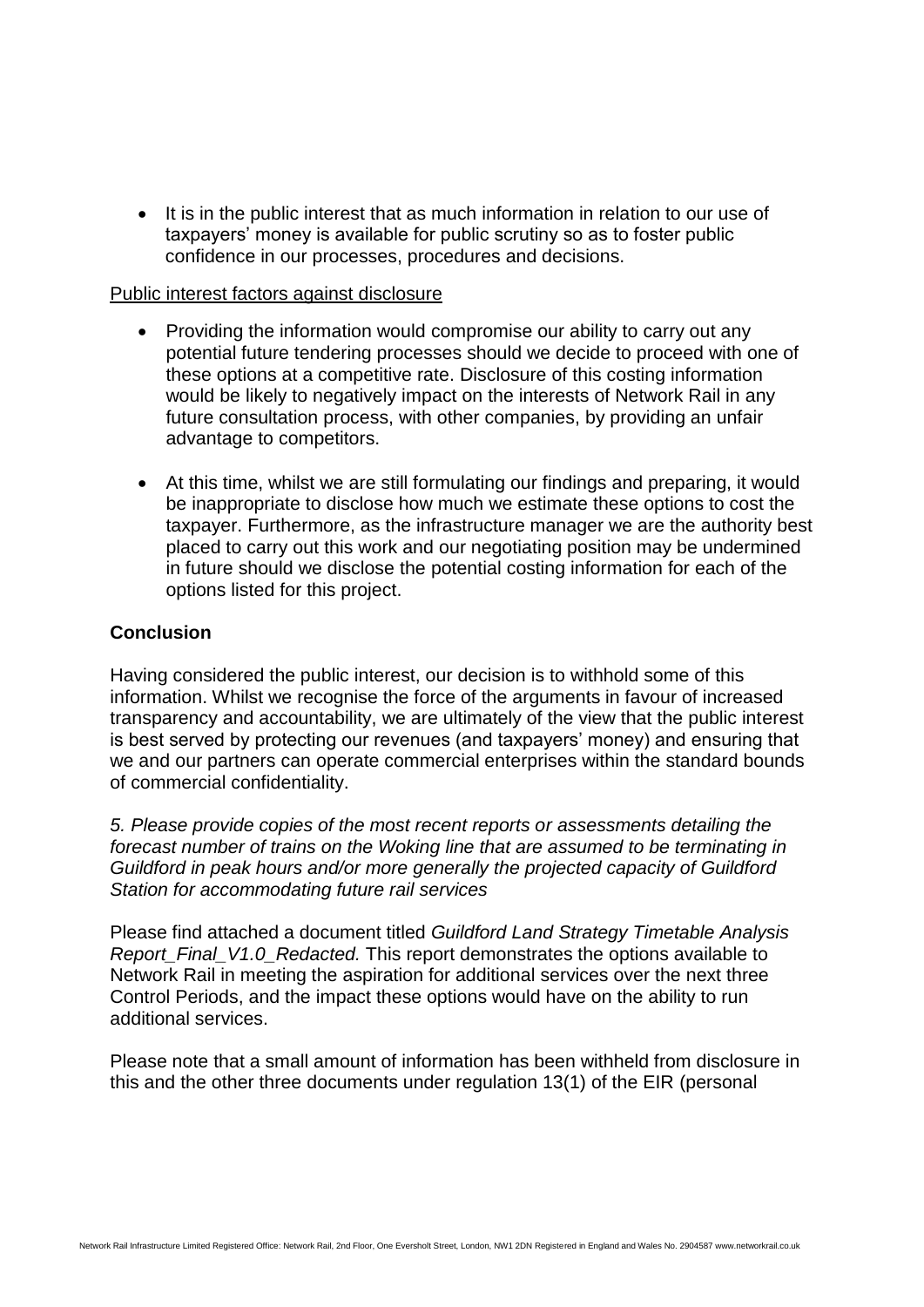- It is in the public interest that as much information in relation to our use of taxpayers' money is available for public scrutiny so as to foster public confidence in our processes, procedures and decisions.

Public interest factors against disclosure

- Providing the information would compromise our ability to carry out any potential future tendering processes should we decide to proceed with one of these options at a competitive rate. Disclosure of this costing information would be likely to negatively impact on the interests of Network Rail in any future consultation process, with other companies, by providing an unfair advantage to competitors.
- At this time, whilst we are still formulating our findings and preparing, it would be inappropriate to disclose how much we estimate these options to cost the taxpayer. Furthermore, as the infrastructure manager we are the authority best placed to carry out this work and our negotiating position may be undermined in future should we disclose the potential costing information for each of the options listed for this project.

**Conclusion**

Having considered the public interest, our decision is to withhold some of this information. Whilst we recognise the force of the arguments in favour of increased transparency and accountability, we are ultimately of the view that the public interest is best served by protecting our revenues (and taxpayers' money) and ensuring that we and our partners can operate commercial enterprises within the standard bounds of commercial confidentiality.

*5. Please provide copies of the most recent reports or assessments detailing the forecast number of trains on the Woking line that are assumed to be terminating in Guildford in peak hours and/or more generally the projected capacity of Guildford Station for accommodating future rail services*

Please find attached a document titled *Guildford Land Strategy Timetable Analysis Report_Final_V1.0_Redacted.* This report demonstrates the options available to Network Rail in meeting the aspiration for additional services over the next three Control Periods, and the impact these options would have on the ability to run additional services.

Please note that a small amount of information has been withheld from disclosure in this and the other three documents under regulation 13(1) of the EIR (personal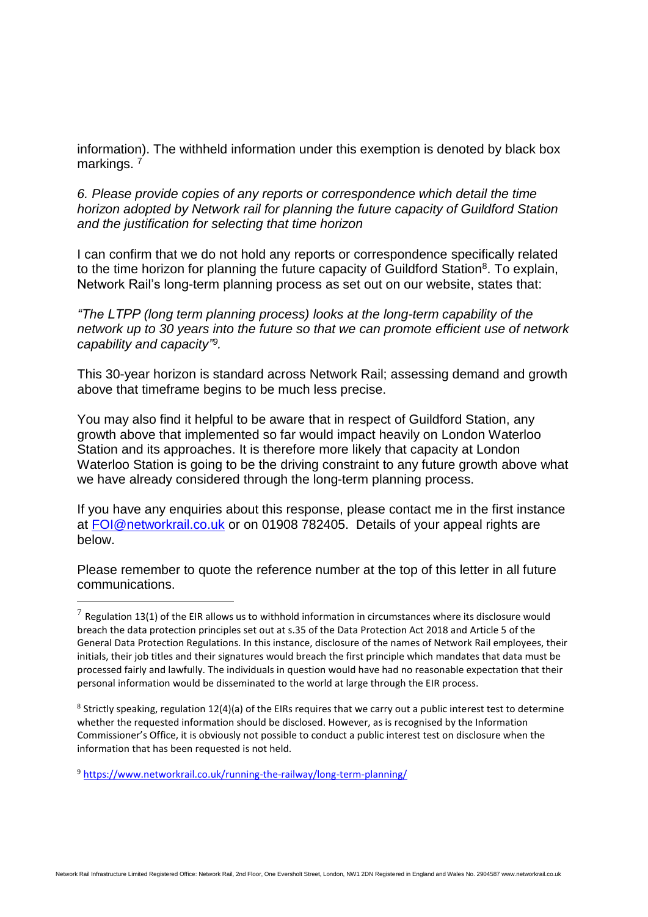information). The withheld information under this exemption is denoted by black box markings. [7]

*6. Please provide copies of any reports or correspondence which detail the time horizon adopted by Network rail for planning the future capacity of Guildford Station and the justification for selecting that time horizon*

I can confirm that we do not hold any reports or correspondence specifically related to the time horizon for planning the future capacity of Guildford Station[8]. To explain, Network Rail's long-term planning process as set out on our website, states that:

*"The LTPP (long term planning process) looks at the long-term capability of the network up to 30 years into the future so that we can promote efficient use of network capability and capacity"[9].*

This 30-year horizon is standard across Network Rail; assessing demand and growth above that timeframe begins to be much less precise.

You may also find it helpful to be aware that in respect of Guildford Station, any growth above that implemented so far would impact heavily on London Waterloo Station and its approaches. It is therefore more likely that capacity at London Waterloo Station is going to be the driving constraint to any future growth above what we have already considered through the long-term planning process.

If you have any enquiries about this response, please contact me in the first instance at FOI@networkrail.co.uk or on 01908 782405. Details of your appeal rights are below.

Please remember to quote the reference number at the top of this letter in all future communications.

---

[7] Regulation 13(1) of the EIR allows us to withhold information in circumstances where its disclosure would breach the data protection principles set out at s.35 of the Data Protection Act 2018 and Article 5 of the General Data Protection Regulations. In this instance, disclosure of the names of Network Rail employees, their initials, their job titles and their signatures would breach the first principle which mandates that data must be processed fairly and lawfully. The individuals in question would have had no reasonable expectation that their personal information would be disseminated to the world at large through the EIR process.

[8] Strictly speaking, regulation 12(4)(a) of the EIRs requires that we carry out a public interest test to determine whether the requested information should be disclosed. However, as is recognised by the Information Commissioner's Office, it is obviously not possible to conduct a public interest test on disclosure when the information that has been requested is not held.

[9] https://www.networkrail.co.uk/running-the-railway/long-term-planning/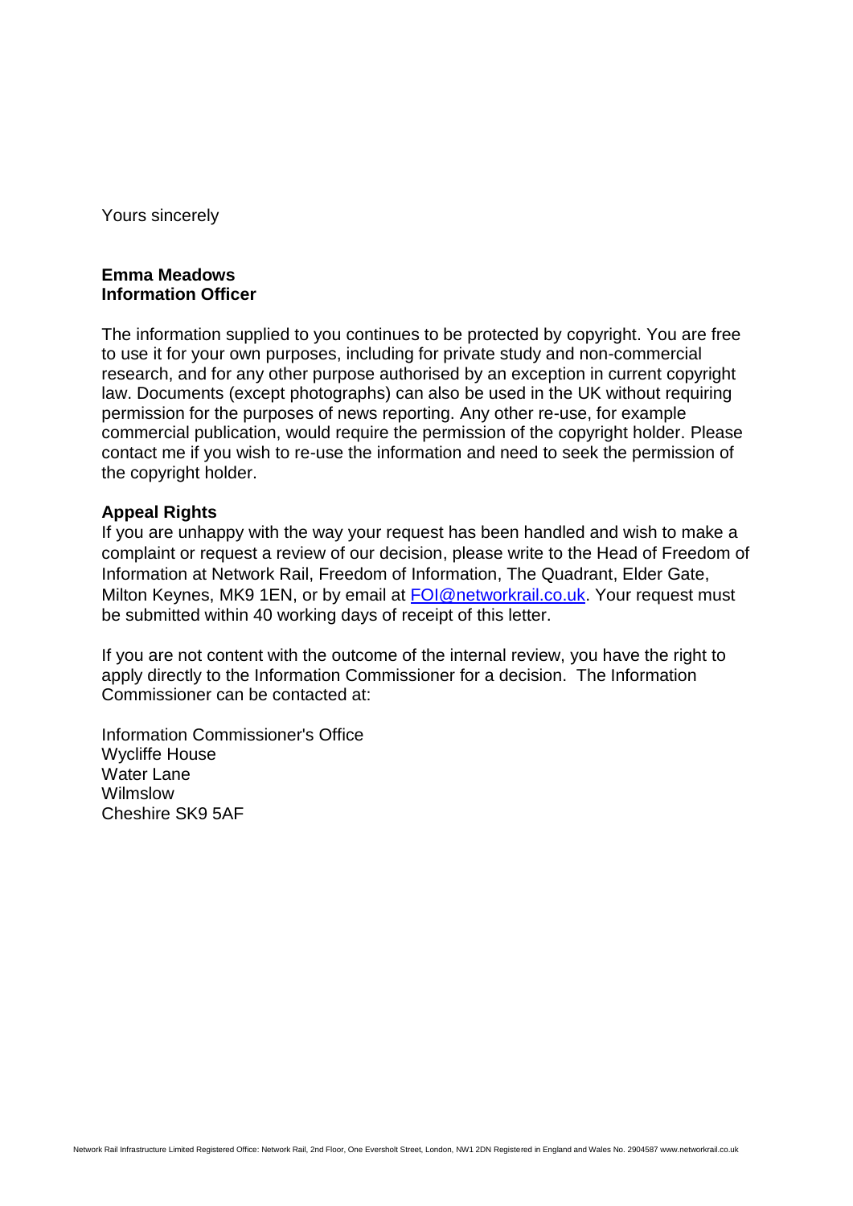Yours sincerely

**Emma Meadows**
**Information Officer**

The information supplied to you continues to be protected by copyright. You are free to use it for your own purposes, including for private study and non-commercial research, and for any other purpose authorised by an exception in current copyright law. Documents (except photographs) can also be used in the UK without requiring permission for the purposes of news reporting. Any other re-use, for example commercial publication, would require the permission of the copyright holder. Please contact me if you wish to re-use the information and need to seek the permission of the copyright holder.

**Appeal Rights**

If you are unhappy with the way your request has been handled and wish to make a complaint or request a review of our decision, please write to the Head of Freedom of Information at Network Rail, Freedom of Information, The Quadrant, Elder Gate, Milton Keynes, MK9 1EN, or by email at FOI@networkrail.co.uk. Your request must be submitted within 40 working days of receipt of this letter.

If you are not content with the outcome of the internal review, you have the right to apply directly to the Information Commissioner for a decision. The Information Commissioner can be contacted at:

Information Commissioner's Office
Wycliffe House
Water Lane
Wilmslow
Cheshire SK9 5AF